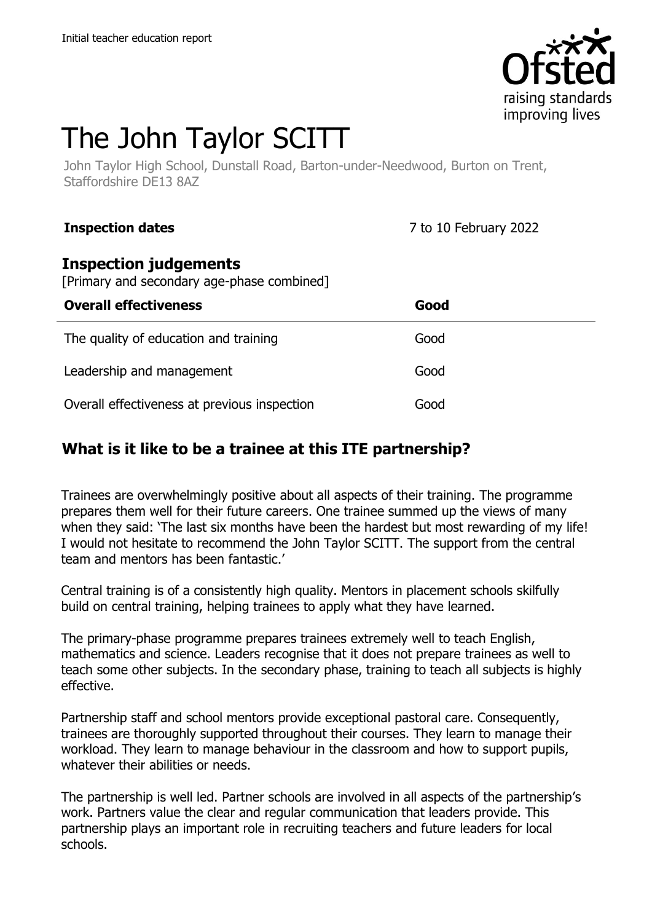# The John Taylor SCITT

John Taylor High School, Dunstall Road, Barton-under-Needwood, Burton on Trent, Staffordshire DE13 8AZ

**Inspection dates** 7 to 10 February 2022

## Inspection judgements

[Primary and secondary age-phase combined]

| **Overall effectiveness** | **Good** |
| --- | --- |
| The quality of education and training | Good |
| Leadership and management | Good |
| Overall effectiveness at previous inspection | Good |

## What is it like to be a trainee at this ITE partnership?

Trainees are overwhelmingly positive about all aspects of their training. The programme prepares them well for their future careers. One trainee summed up the views of many when they said: 'The last six months have been the hardest but most rewarding of my life! I would not hesitate to recommend the John Taylor SCITT. The support from the central team and mentors has been fantastic.'

Central training is of a consistently high quality. Mentors in placement schools skilfully build on central training, helping trainees to apply what they have learned.

The primary-phase programme prepares trainees extremely well to teach English, mathematics and science. Leaders recognise that it does not prepare trainees as well to teach some other subjects. In the secondary phase, training to teach all subjects is highly effective.

Partnership staff and school mentors provide exceptional pastoral care. Consequently, trainees are thoroughly supported throughout their courses. They learn to manage their workload. They learn to manage behaviour in the classroom and how to support pupils, whatever their abilities or needs.

The partnership is well led. Partner schools are involved in all aspects of the partnership's work. Partners value the clear and regular communication that leaders provide. This partnership plays an important role in recruiting teachers and future leaders for local schools.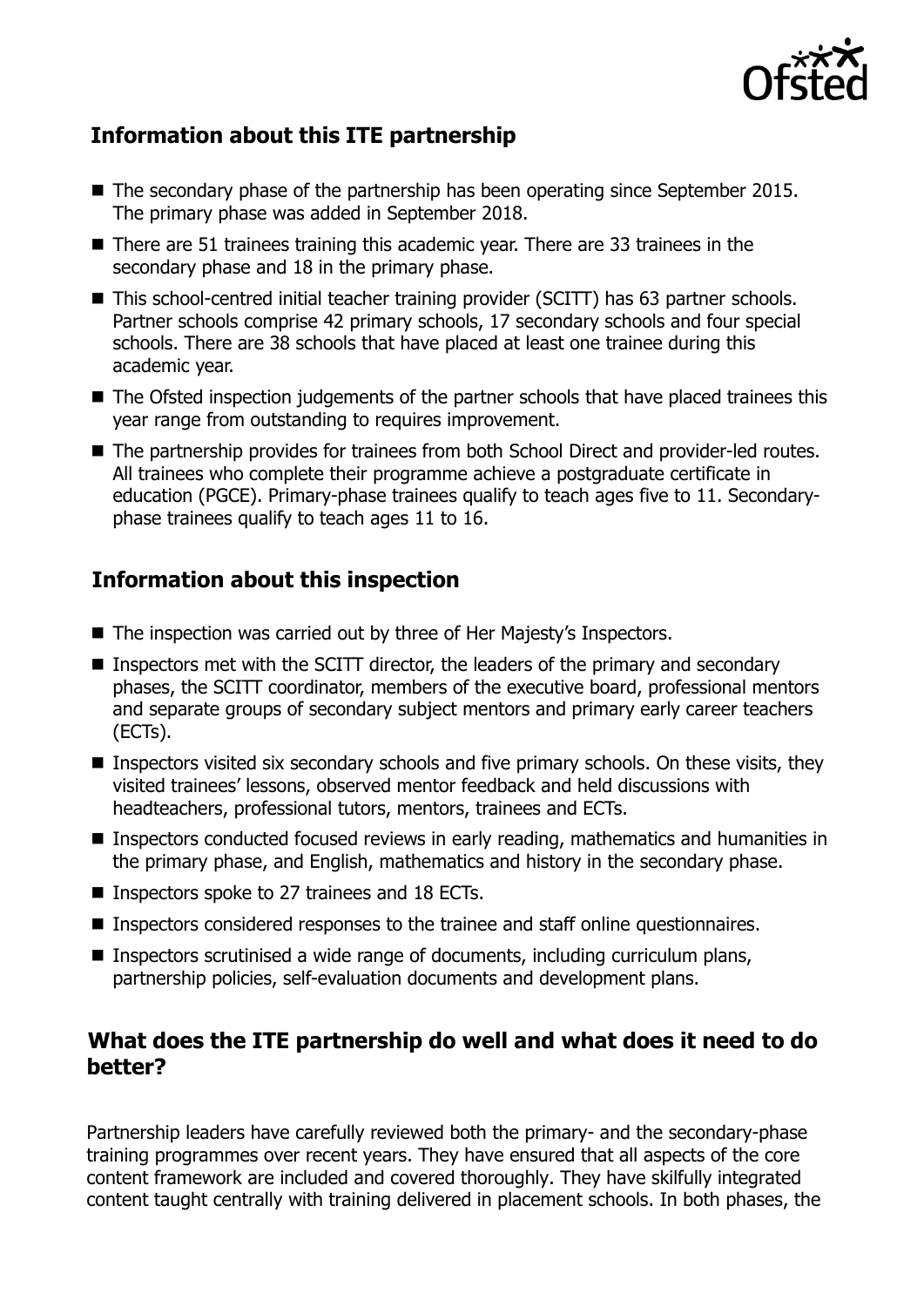## Information about this ITE partnership

- The secondary phase of the partnership has been operating since September 2015. The primary phase was added in September 2018.
- There are 51 trainees training this academic year. There are 33 trainees in the secondary phase and 18 in the primary phase.
- This school-centred initial teacher training provider (SCITT) has 63 partner schools. Partner schools comprise 42 primary schools, 17 secondary schools and four special schools. There are 38 schools that have placed at least one trainee during this academic year.
- The Ofsted inspection judgements of the partner schools that have placed trainees this year range from outstanding to requires improvement.
- The partnership provides for trainees from both School Direct and provider-led routes. All trainees who complete their programme achieve a postgraduate certificate in education (PGCE). Primary-phase trainees qualify to teach ages five to 11. Secondary-phase trainees qualify to teach ages 11 to 16.

## Information about this inspection

- The inspection was carried out by three of Her Majesty's Inspectors.
- Inspectors met with the SCITT director, the leaders of the primary and secondary phases, the SCITT coordinator, members of the executive board, professional mentors and separate groups of secondary subject mentors and primary early career teachers (ECTs).
- Inspectors visited six secondary schools and five primary schools. On these visits, they visited trainees' lessons, observed mentor feedback and held discussions with headteachers, professional tutors, mentors, trainees and ECTs.
- Inspectors conducted focused reviews in early reading, mathematics and humanities in the primary phase, and English, mathematics and history in the secondary phase.
- Inspectors spoke to 27 trainees and 18 ECTs.
- Inspectors considered responses to the trainee and staff online questionnaires.
- Inspectors scrutinised a wide range of documents, including curriculum plans, partnership policies, self-evaluation documents and development plans.

## What does the ITE partnership do well and what does it need to do better?

Partnership leaders have carefully reviewed both the primary- and the secondary-phase training programmes over recent years. They have ensured that all aspects of the core content framework are included and covered thoroughly. They have skilfully integrated content taught centrally with training delivered in placement schools. In both phases, the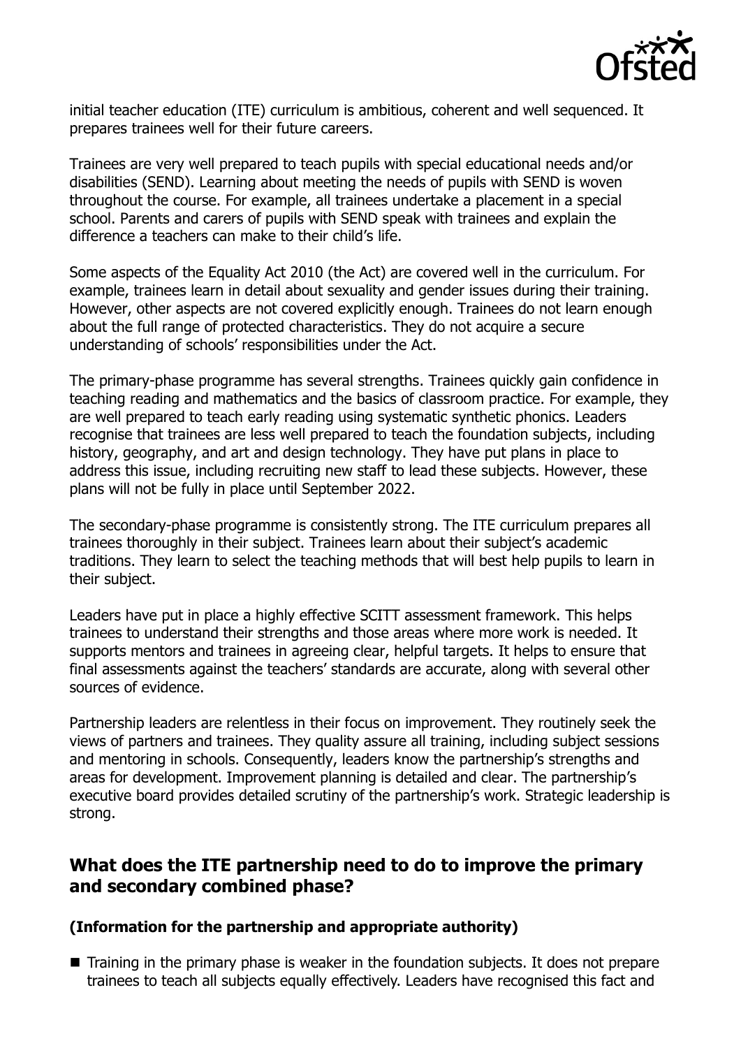initial teacher education (ITE) curriculum is ambitious, coherent and well sequenced. It prepares trainees well for their future careers.

Trainees are very well prepared to teach pupils with special educational needs and/or disabilities (SEND). Learning about meeting the needs of pupils with SEND is woven throughout the course. For example, all trainees undertake a placement in a special school. Parents and carers of pupils with SEND speak with trainees and explain the difference a teachers can make to their child's life.

Some aspects of the Equality Act 2010 (the Act) are covered well in the curriculum. For example, trainees learn in detail about sexuality and gender issues during their training. However, other aspects are not covered explicitly enough. Trainees do not learn enough about the full range of protected characteristics. They do not acquire a secure understanding of schools' responsibilities under the Act.

The primary-phase programme has several strengths. Trainees quickly gain confidence in teaching reading and mathematics and the basics of classroom practice. For example, they are well prepared to teach early reading using systematic synthetic phonics. Leaders recognise that trainees are less well prepared to teach the foundation subjects, including history, geography, and art and design technology. They have put plans in place to address this issue, including recruiting new staff to lead these subjects. However, these plans will not be fully in place until September 2022.

The secondary-phase programme is consistently strong. The ITE curriculum prepares all trainees thoroughly in their subject. Trainees learn about their subject's academic traditions. They learn to select the teaching methods that will best help pupils to learn in their subject.

Leaders have put in place a highly effective SCITT assessment framework. This helps trainees to understand their strengths and those areas where more work is needed. It supports mentors and trainees in agreeing clear, helpful targets. It helps to ensure that final assessments against the teachers' standards are accurate, along with several other sources of evidence.

Partnership leaders are relentless in their focus on improvement. They routinely seek the views of partners and trainees. They quality assure all training, including subject sessions and mentoring in schools. Consequently, leaders know the partnership's strengths and areas for development. Improvement planning is detailed and clear. The partnership's executive board provides detailed scrutiny of the partnership's work. Strategic leadership is strong.

## What does the ITE partnership need to do to improve the primary and secondary combined phase?

### (Information for the partnership and appropriate authority)

- Training in the primary phase is weaker in the foundation subjects. It does not prepare trainees to teach all subjects equally effectively. Leaders have recognised this fact and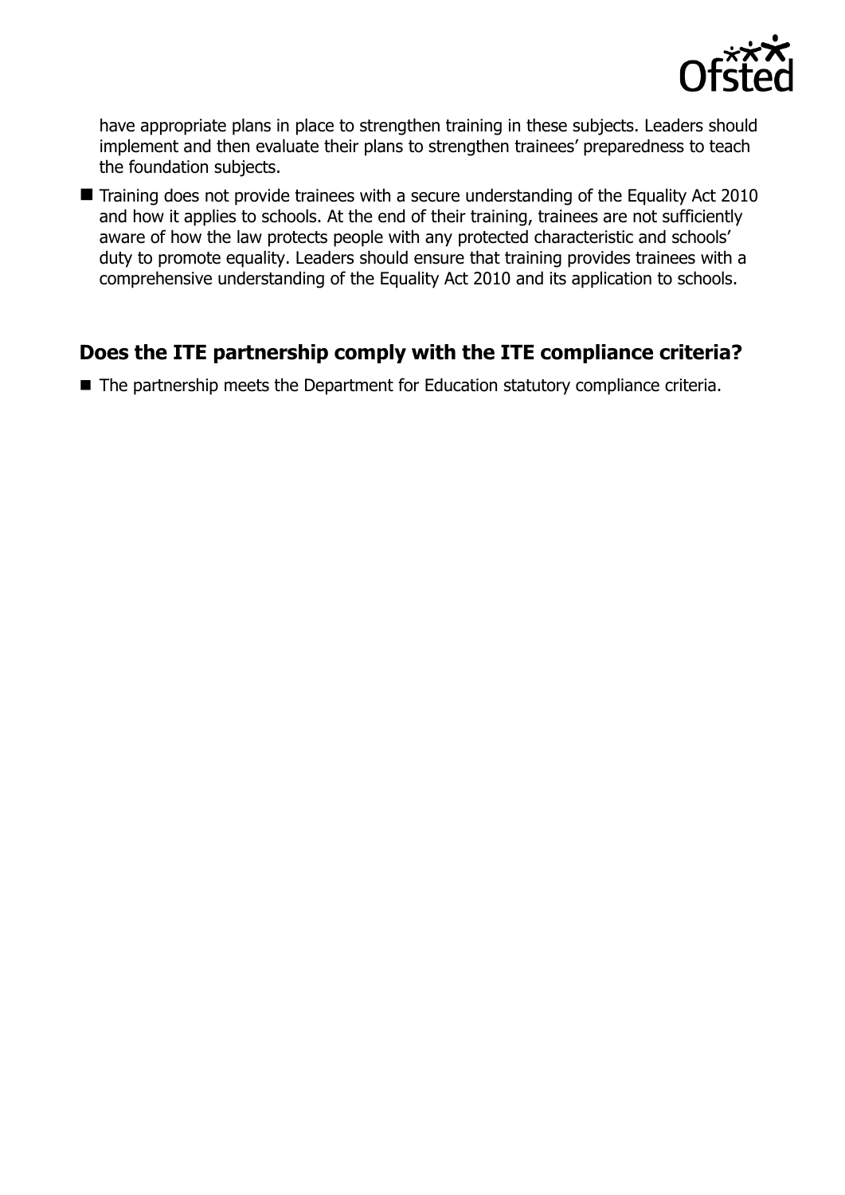have appropriate plans in place to strengthen training in these subjects. Leaders should implement and then evaluate their plans to strengthen trainees' preparedness to teach the foundation subjects.

- Training does not provide trainees with a secure understanding of the Equality Act 2010 and how it applies to schools. At the end of their training, trainees are not sufficiently aware of how the law protects people with any protected characteristic and schools' duty to promote equality. Leaders should ensure that training provides trainees with a comprehensive understanding of the Equality Act 2010 and its application to schools.

## Does the ITE partnership comply with the ITE compliance criteria?

- The partnership meets the Department for Education statutory compliance criteria.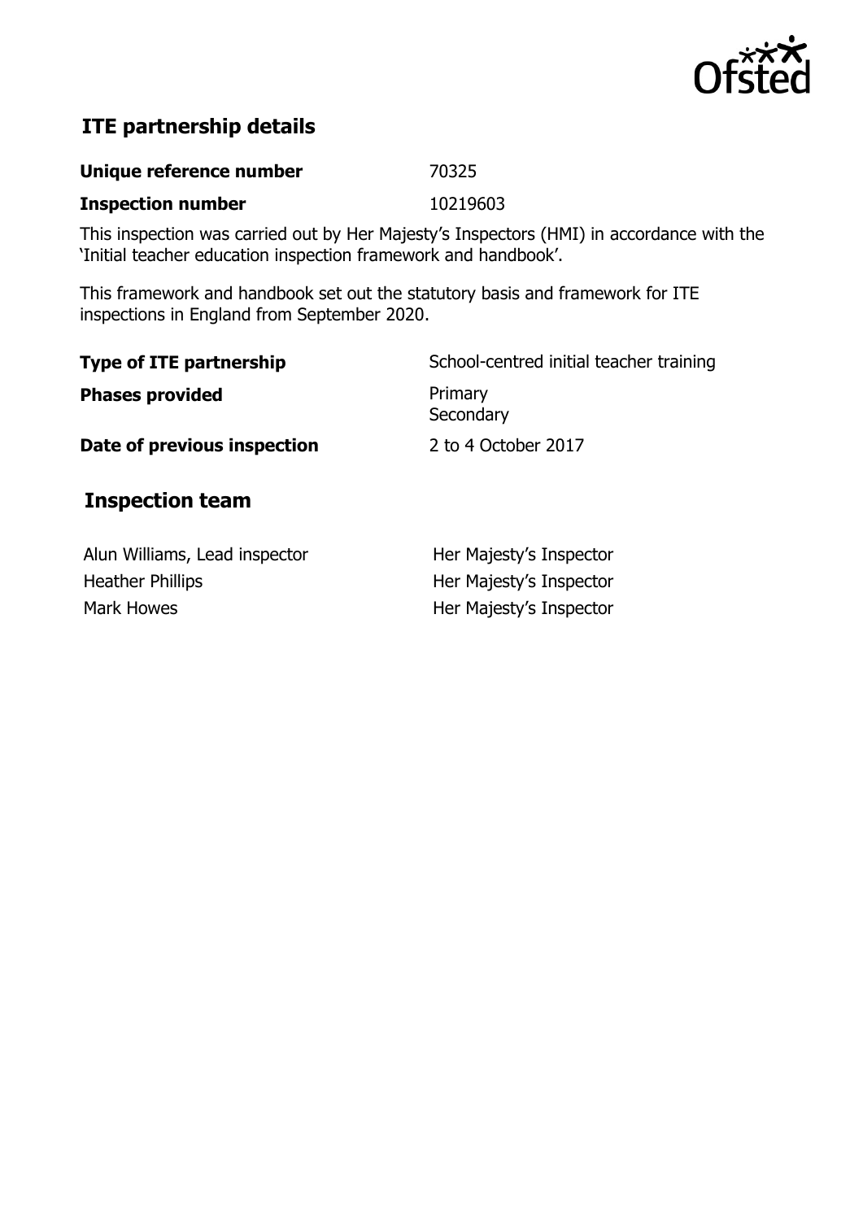## ITE partnership details

| | |
|---|---|
| **Unique reference number** | 70325 |
| **Inspection number** | 10219603 |

This inspection was carried out by Her Majesty's Inspectors (HMI) in accordance with the 'Initial teacher education inspection framework and handbook'.

This framework and handbook set out the statutory basis and framework for ITE inspections in England from September 2020.

| | |
|---|---|
| **Type of ITE partnership** | School-centred initial teacher training |
| **Phases provided** | Primary<br>Secondary |
| **Date of previous inspection** | 2 to 4 October 2017 |

## Inspection team

| | |
|---|---|
| Alun Williams, Lead inspector | Her Majesty's Inspector |
| Heather Phillips | Her Majesty's Inspector |
| Mark Howes | Her Majesty's Inspector |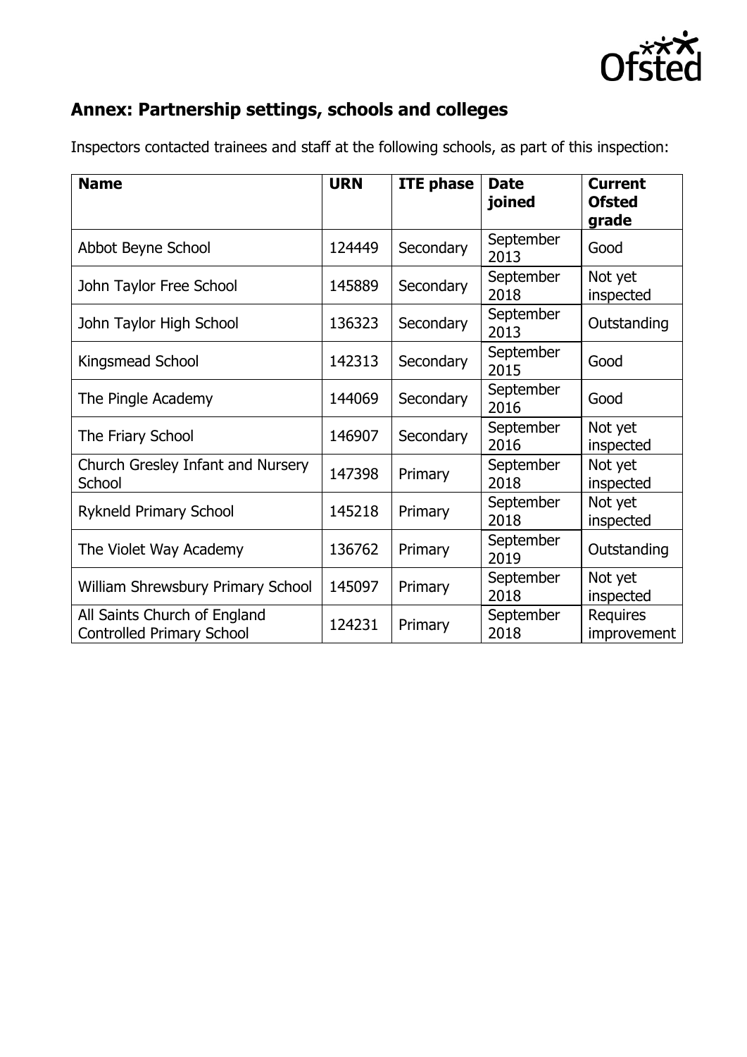## Annex: Partnership settings, schools and colleges

Inspectors contacted trainees and staff at the following schools, as part of this inspection:

| Name | URN | ITE phase | Date joined | Current Ofsted grade |
| --- | --- | --- | --- | --- |
| Abbot Beyne School | 124449 | Secondary | September 2013 | Good |
| John Taylor Free School | 145889 | Secondary | September 2018 | Not yet inspected |
| John Taylor High School | 136323 | Secondary | September 2013 | Outstanding |
| Kingsmead School | 142313 | Secondary | September 2015 | Good |
| The Pingle Academy | 144069 | Secondary | September 2016 | Good |
| The Friary School | 146907 | Secondary | September 2016 | Not yet inspected |
| Church Gresley Infant and Nursery School | 147398 | Primary | September 2018 | Not yet inspected |
| Rykneld Primary School | 145218 | Primary | September 2018 | Not yet inspected |
| The Violet Way Academy | 136762 | Primary | September 2019 | Outstanding |
| William Shrewsbury Primary School | 145097 | Primary | September 2018 | Not yet inspected |
| All Saints Church of England Controlled Primary School | 124231 | Primary | September 2018 | Requires improvement |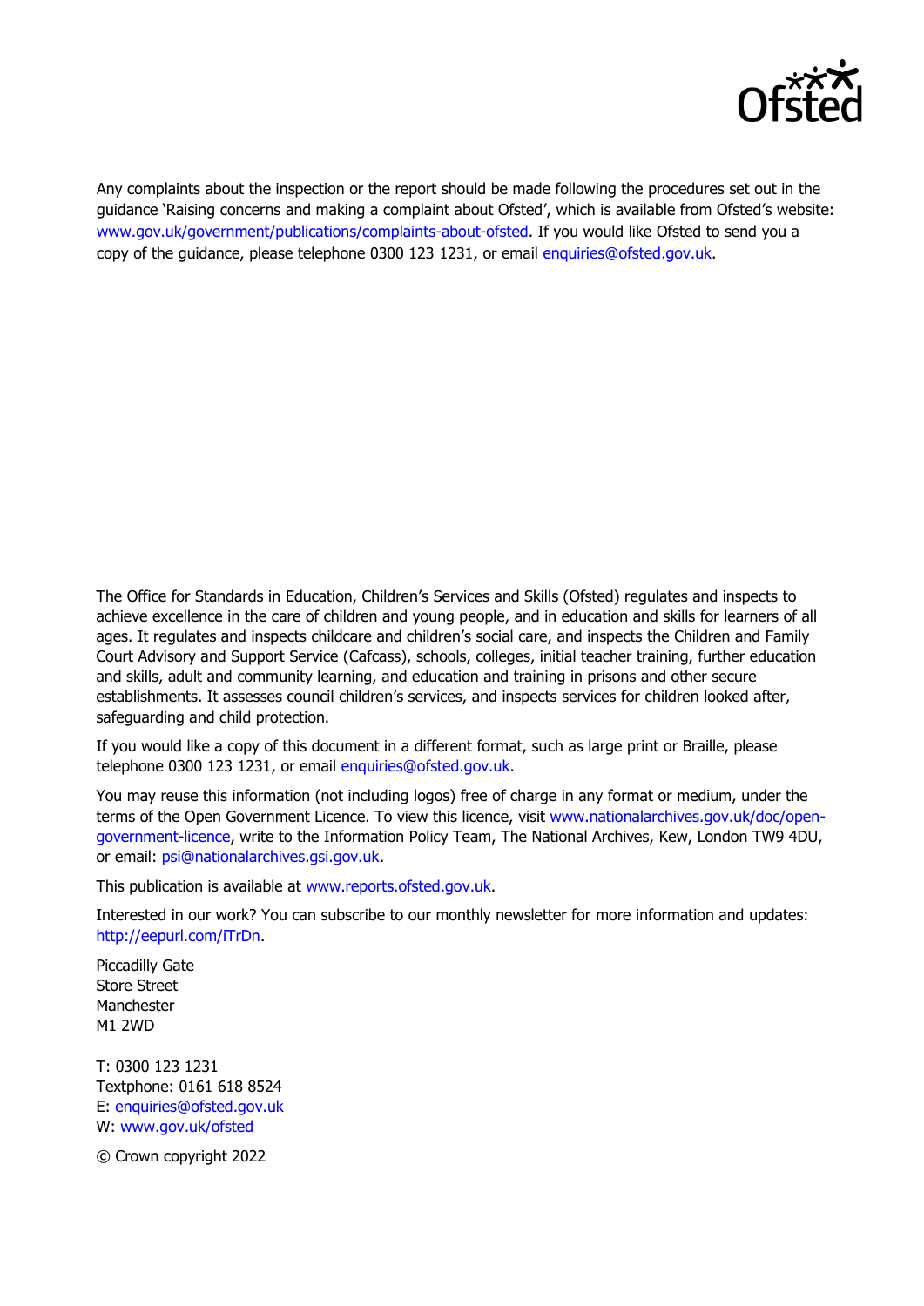Any complaints about the inspection or the report should be made following the procedures set out in the guidance 'Raising concerns and making a complaint about Ofsted', which is available from Ofsted's website: www.gov.uk/government/publications/complaints-about-ofsted. If you would like Ofsted to send you a copy of the guidance, please telephone 0300 123 1231, or email enquiries@ofsted.gov.uk.

The Office for Standards in Education, Children's Services and Skills (Ofsted) regulates and inspects to achieve excellence in the care of children and young people, and in education and skills for learners of all ages. It regulates and inspects childcare and children's social care, and inspects the Children and Family Court Advisory and Support Service (Cafcass), schools, colleges, initial teacher training, further education and skills, adult and community learning, and education and training in prisons and other secure establishments. It assesses council children's services, and inspects services for children looked after, safeguarding and child protection.

If you would like a copy of this document in a different format, such as large print or Braille, please telephone 0300 123 1231, or email enquiries@ofsted.gov.uk.

You may reuse this information (not including logos) free of charge in any format or medium, under the terms of the Open Government Licence. To view this licence, visit www.nationalarchives.gov.uk/doc/open-government-licence, write to the Information Policy Team, The National Archives, Kew, London TW9 4DU, or email: psi@nationalarchives.gsi.gov.uk.

This publication is available at www.reports.ofsted.gov.uk.

Interested in our work? You can subscribe to our monthly newsletter for more information and updates: http://eepurl.com/iTrDn.

Piccadilly Gate
Store Street
Manchester
M1 2WD

T: 0300 123 1231
Textphone: 0161 618 8524
E: enquiries@ofsted.gov.uk
W: www.gov.uk/ofsted

© Crown copyright 2022